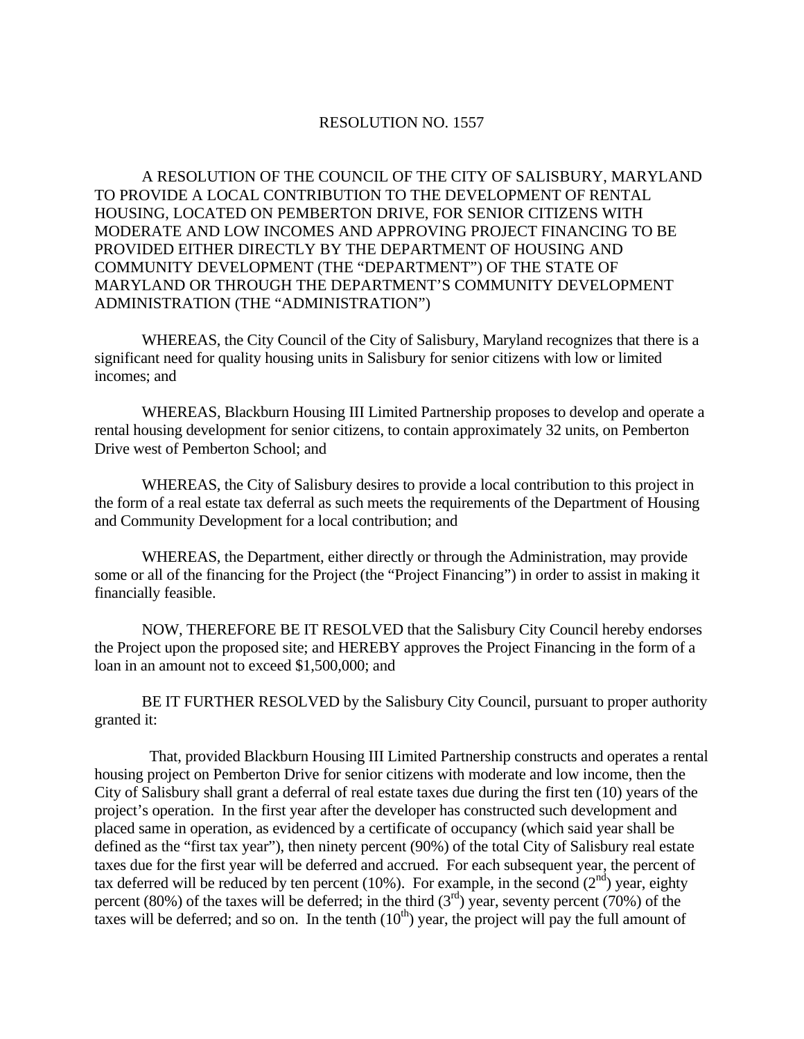# RESOLUTION NO. 1557

A RESOLUTION OF THE COUNCIL OF THE CITY OF SALISBURY, MARYLAND TO PROVIDE A LOCAL CONTRIBUTION TO THE DEVELOPMENT OF RENTAL HOUSING, LOCATED ON PEMBERTON DRIVE, FOR SENIOR CITIZENS WITH MODERATE AND LOW INCOMES AND APPROVING PROJECT FINANCING TO BE PROVIDED EITHER DIRECTLY BY THE DEPARTMENT OF HOUSING AND COMMUNITY DEVELOPMENT (THE "DEPARTMENT") OF THE STATE OF MARYLAND OR THROUGH THE DEPARTMENT'S COMMUNITY DEVELOPMENT ADMINISTRATION (THE "ADMINISTRATION")

WHEREAS, the City Council of the City of Salisbury, Maryland recognizes that there is a significant need for quality housing units in Salisbury for senior citizens with low or limited incomes; and

WHEREAS, Blackburn Housing III Limited Partnership proposes to develop and operate a rental housing development for senior citizens, to contain approximately 32 units, on Pemberton Drive west of Pemberton School; and

WHEREAS, the City of Salisbury desires to provide a local contribution to this project in the form of a real estate tax deferral as such meets the requirements of the Department of Housing and Community Development for a local contribution; and

WHEREAS, the Department, either directly or through the Administration, may provide some or all of the financing for the Project (the "Project Financing") in order to assist in making it financially feasible.

NOW, THEREFORE BE IT RESOLVED that the Salisbury City Council hereby endorses the Project upon the proposed site; and HEREBY approves the Project Financing in the form of a loan in an amount not to exceed $1,500,000; and

BE IT FURTHER RESOLVED by the Salisbury City Council, pursuant to proper authority granted it:

That, provided Blackburn Housing III Limited Partnership constructs and operates a rental housing project on Pemberton Drive for senior citizens with moderate and low income, then the City of Salisbury shall grant a deferral of real estate taxes due during the first ten (10) years of the project's operation. In the first year after the developer has constructed such development and placed same in operation, as evidenced by a certificate of occupancy (which said year shall be defined as the "first tax year"), then ninety percent (90%) of the total City of Salisbury real estate taxes due for the first year will be deferred and accrued. For each subsequent year, the percent of tax deferred will be reduced by ten percent (10%). For example, in the second (2nd) year, eighty percent (80%) of the taxes will be deferred; in the third (3rd) year, seventy percent (70%) of the taxes will be deferred; and so on. In the tenth (10th) year, the project will pay the full amount of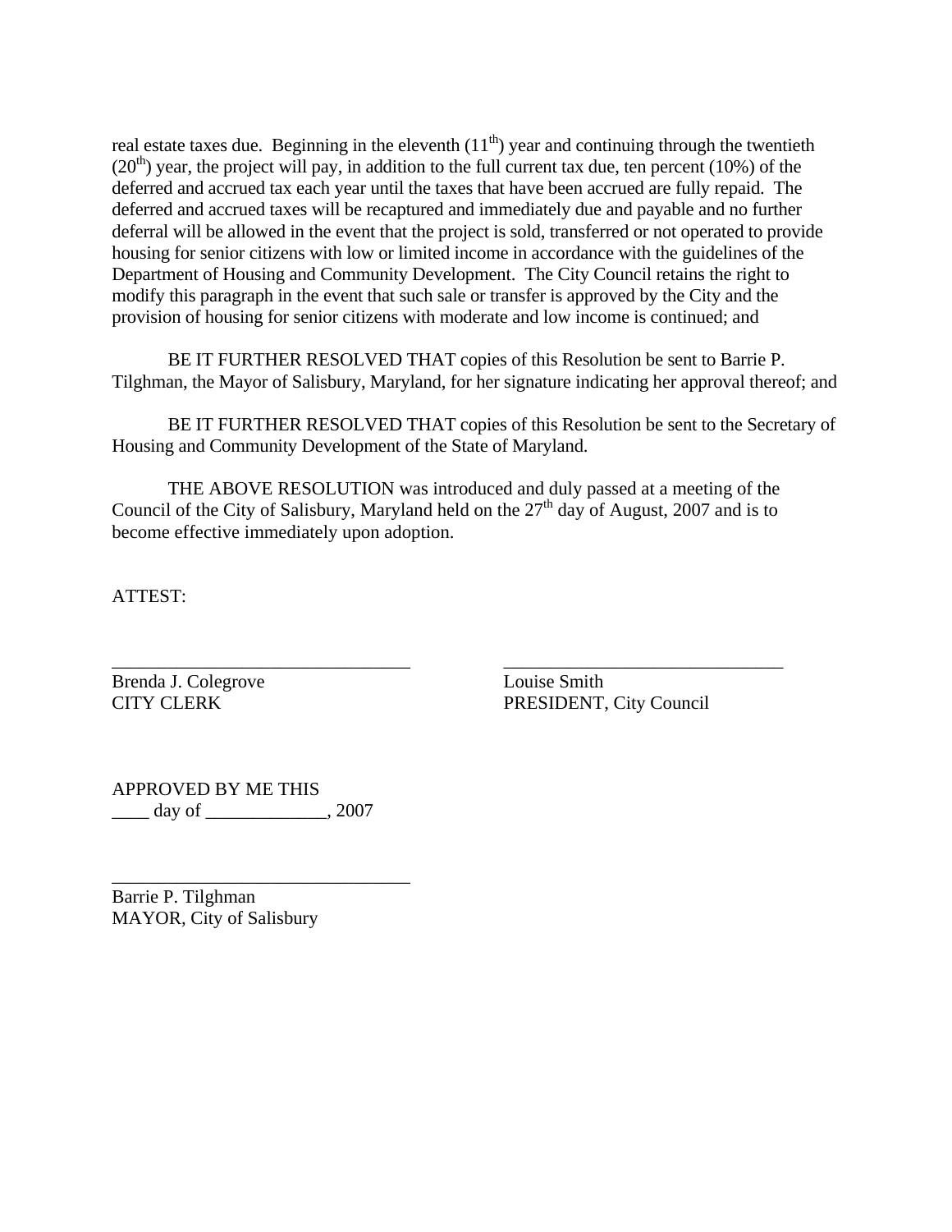real estate taxes due. Beginning in the eleventh ($11^{th}$) year and continuing through the twentieth ($20^{th}$) year, the project will pay, in addition to the full current tax due, ten percent (10%) of the deferred and accrued tax each year until the taxes that have been accrued are fully repaid. The deferred and accrued taxes will be recaptured and immediately due and payable and no further deferral will be allowed in the event that the project is sold, transferred or not operated to provide housing for senior citizens with low or limited income in accordance with the guidelines of the Department of Housing and Community Development. The City Council retains the right to modify this paragraph in the event that such sale or transfer is approved by the City and the provision of housing for senior citizens with moderate and low income is continued; and

BE IT FURTHER RESOLVED THAT copies of this Resolution be sent to Barrie P. Tilghman, the Mayor of Salisbury, Maryland, for her signature indicating her approval thereof; and

BE IT FURTHER RESOLVED THAT copies of this Resolution be sent to the Secretary of Housing and Community Development of the State of Maryland.

THE ABOVE RESOLUTION was introduced and duly passed at a meeting of the Council of the City of Salisbury, Maryland held on the $27^{th}$ day of August, 2007 and is to become effective immediately upon adoption.

ATTEST:

_________________________________

Brenda J. Colegrove
CITY CLERK

_________________________________

Louise Smith
PRESIDENT, City Council

APPROVED BY ME THIS
____ day of _____________, 2007

_________________________________

Barrie P. Tilghman
MAYOR, City of Salisbury